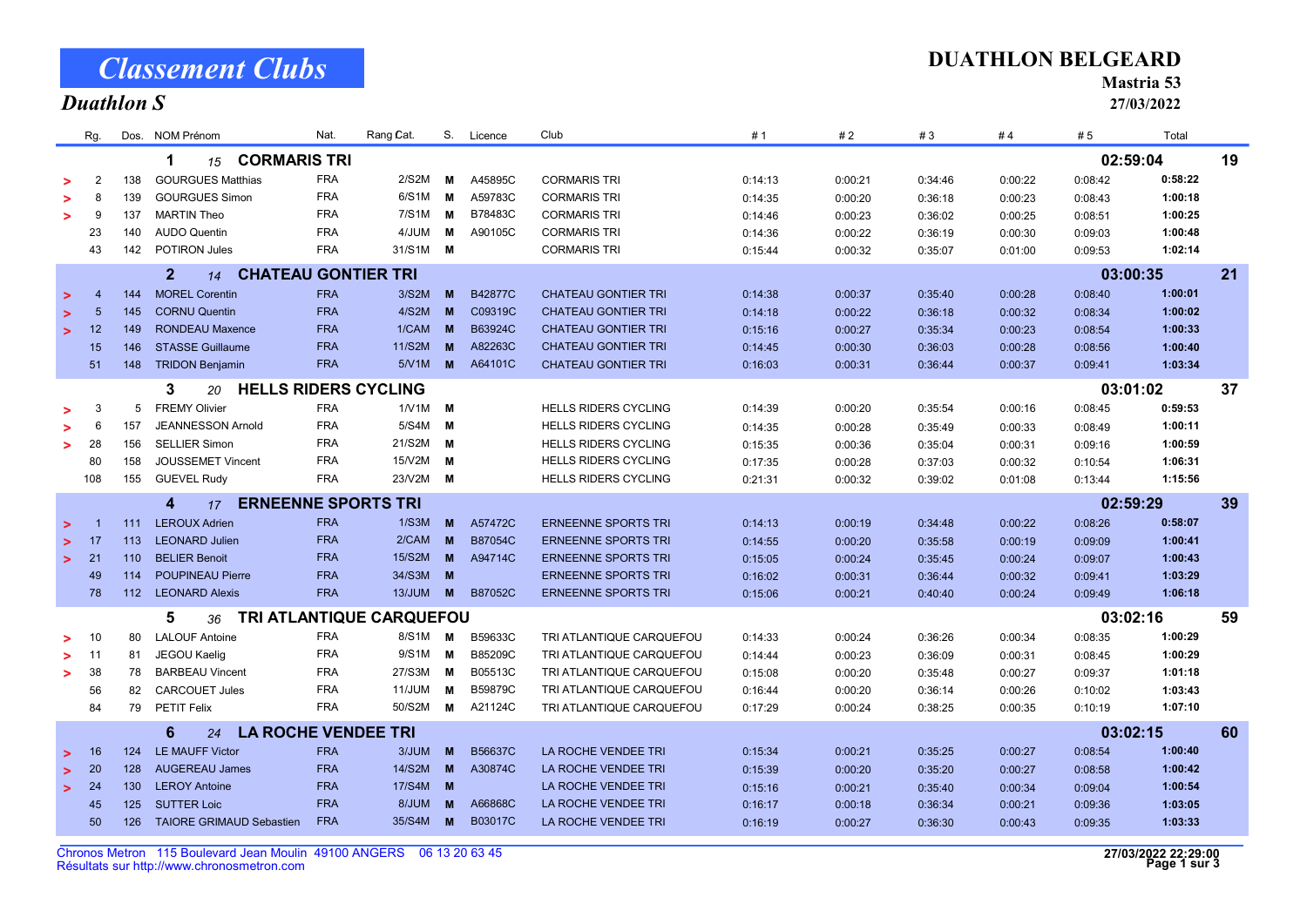# Classement Clubs

## Duathlon S

**DUATHLON BELGEARD**
**Mastria 53**
**27/03/2022**

| | Rg. | Dos. | NOM Prénom | Nat. | Rang Cat. | S. | Licence | Club | # 1 | # 2 | # 3 | # 4 | # 5 | Total | |
|---|---|---|---|---|---|---|---|---|---|---|---|---|---|---|---|
| | | | **1** *15* **CORMARIS TRI** | | | | | | | | | | | **02:59:04** | **19** |
| > | 2 | 138 | GOURGUES Matthias | FRA | 2/S2M | M | A45895C | CORMARIS TRI | 0:14:13 | 0:00:21 | 0:34:46 | 0:00:22 | 0:08:42 | 0:58:22 | |
| > | 8 | 139 | GOURGUES Simon | FRA | 6/S1M | M | A59783C | CORMARIS TRI | 0:14:35 | 0:00:20 | 0:36:18 | 0:00:23 | 0:08:43 | 1:00:18 | |
| > | 9 | 137 | MARTIN Theo | FRA | 7/S1M | M | B78483C | CORMARIS TRI | 0:14:46 | 0:00:23 | 0:36:02 | 0:00:25 | 0:08:51 | 1:00:25 | |
| | 23 | 140 | AUDO Quentin | FRA | 4/JUM | M | A90105C | CORMARIS TRI | 0:14:36 | 0:00:22 | 0:36:19 | 0:00:30 | 0:09:03 | 1:00:48 | |
| | 43 | 142 | POTIRON Jules | FRA | 31/S1M | M | | CORMARIS TRI | 0:15:44 | 0:00:32 | 0:35:07 | 0:01:00 | 0:09:53 | 1:02:14 | |
| | | | **2** *14* **CHATEAU GONTIER TRI** | | | | | | | | | | | **03:00:35** | **21** |
| > | 4 | 144 | MOREL Corentin | FRA | 3/S2M | M | B42877C | CHATEAU GONTIER TRI | 0:14:38 | 0:00:37 | 0:35:40 | 0:00:28 | 0:08:40 | 1:00:01 | |
| > | 5 | 145 | CORNU Quentin | FRA | 4/S2M | M | C09319C | CHATEAU GONTIER TRI | 0:14:18 | 0:00:22 | 0:36:18 | 0:00:32 | 0:08:34 | 1:00:02 | |
| > | 12 | 149 | RONDEAU Maxence | FRA | 1/CAM | M | B63924C | CHATEAU GONTIER TRI | 0:15:16 | 0:00:27 | 0:35:34 | 0:00:23 | 0:08:54 | 1:00:33 | |
| | 15 | 146 | STASSE Guillaume | FRA | 11/S2M | M | A82263C | CHATEAU GONTIER TRI | 0:14:45 | 0:00:30 | 0:36:03 | 0:00:28 | 0:08:56 | 1:00:40 | |
| | 51 | 148 | TRIDON Benjamin | FRA | 5/V1M | M | A64101C | CHATEAU GONTIER TRI | 0:16:03 | 0:00:31 | 0:36:44 | 0:00:37 | 0:09:41 | 1:03:34 | |
| | | | **3** *20* **HELLS RIDERS CYCLING** | | | | | | | | | | | **03:01:02** | **37** |
| > | 3 | 5 | FREMY Olivier | FRA | 1/V1M | M | | HELLS RIDERS CYCLING | 0:14:39 | 0:00:20 | 0:35:54 | 0:00:16 | 0:08:45 | 0:59:53 | |
| > | 6 | 157 | JEANNESSON Arnold | FRA | 5/S4M | M | | HELLS RIDERS CYCLING | 0:14:35 | 0:00:28 | 0:35:49 | 0:00:33 | 0:08:49 | 1:00:11 | |
| > | 28 | 156 | SELLIER Simon | FRA | 21/S2M | M | | HELLS RIDERS CYCLING | 0:15:35 | 0:00:36 | 0:35:04 | 0:00:31 | 0:09:16 | 1:00:59 | |
| | 80 | 158 | JOUSSEMET Vincent | FRA | 15/V2M | M | | HELLS RIDERS CYCLING | 0:17:35 | 0:00:28 | 0:37:03 | 0:00:32 | 0:10:54 | 1:06:31 | |
| | 108 | 155 | GUEVEL Rudy | FRA | 23/V2M | M | | HELLS RIDERS CYCLING | 0:21:31 | 0:00:32 | 0:39:02 | 0:01:08 | 0:13:44 | 1:15:56 | |
| | | | **4** *17* **ERNEENNE SPORTS TRI** | | | | | | | | | | | **02:59:29** | **39** |
| > | 1 | 111 | LEROUX Adrien | FRA | 1/S3M | M | A57472C | ERNEENNE SPORTS TRI | 0:14:13 | 0:00:19 | 0:34:48 | 0:00:22 | 0:08:26 | 0:58:07 | |
| > | 17 | 113 | LEONARD Julien | FRA | 2/CAM | M | B87054C | ERNEENNE SPORTS TRI | 0:14:55 | 0:00:20 | 0:35:58 | 0:00:19 | 0:09:09 | 1:00:41 | |
| > | 21 | 110 | BELIER Benoit | FRA | 15/S2M | M | A94714C | ERNEENNE SPORTS TRI | 0:15:05 | 0:00:24 | 0:35:45 | 0:00:24 | 0:09:07 | 1:00:43 | |
| | 49 | 114 | POUPINEAU Pierre | FRA | 34/S3M | M | | ERNEENNE SPORTS TRI | 0:16:02 | 0:00:31 | 0:36:44 | 0:00:32 | 0:09:41 | 1:03:29 | |
| | 78 | 112 | LEONARD Alexis | FRA | 13/JUM | M | B87052C | ERNEENNE SPORTS TRI | 0:15:06 | 0:00:21 | 0:40:40 | 0:00:24 | 0:09:49 | 1:06:18 | |
| | | | **5** *36* **TRI ATLANTIQUE CARQUEFOU** | | | | | | | | | | | **03:02:16** | **59** |
| > | 10 | 80 | LALOUF Antoine | FRA | 8/S1M | M | B59633C | TRI ATLANTIQUE CARQUEFOU | 0:14:33 | 0:00:24 | 0:36:26 | 0:00:34 | 0:08:35 | 1:00:29 | |
| > | 11 | 81 | JEGOU Kaelig | FRA | 9/S1M | M | B85209C | TRI ATLANTIQUE CARQUEFOU | 0:14:44 | 0:00:23 | 0:36:09 | 0:00:31 | 0:08:45 | 1:00:29 | |
| > | 38 | 78 | BARBEAU Vincent | FRA | 27/S3M | M | B05513C | TRI ATLANTIQUE CARQUEFOU | 0:15:08 | 0:00:20 | 0:35:48 | 0:00:27 | 0:09:37 | 1:01:18 | |
| | 56 | 82 | CARCOUET Jules | FRA | 11/JUM | M | B59879C | TRI ATLANTIQUE CARQUEFOU | 0:16:44 | 0:00:20 | 0:36:14 | 0:00:26 | 0:10:02 | 1:03:43 | |
| | 84 | 79 | PETIT Felix | FRA | 50/S2M | M | A21124C | TRI ATLANTIQUE CARQUEFOU | 0:17:29 | 0:00:24 | 0:38:25 | 0:00:35 | 0:10:19 | 1:07:10 | |
| | | | **6** *24* **LA ROCHE VENDEE TRI** | | | | | | | | | | | **03:02:15** | **60** |
| > | 16 | 124 | LE MAUFF Victor | FRA | 3/JUM | M | B56637C | LA ROCHE VENDEE TRI | 0:15:34 | 0:00:21 | 0:35:25 | 0:00:27 | 0:08:54 | 1:00:40 | |
| > | 20 | 128 | AUGEREAU James | FRA | 14/S2M | M | A30874C | LA ROCHE VENDEE TRI | 0:15:39 | 0:00:20 | 0:35:20 | 0:00:27 | 0:08:58 | 1:00:42 | |
| > | 24 | 130 | LEROY Antoine | FRA | 17/S4M | M | | LA ROCHE VENDEE TRI | 0:15:16 | 0:00:21 | 0:35:40 | 0:00:34 | 0:09:04 | 1:00:54 | |
| | 45 | 125 | SUTTER Loic | FRA | 8/JUM | M | A66868C | LA ROCHE VENDEE TRI | 0:16:17 | 0:00:18 | 0:36:34 | 0:00:21 | 0:09:36 | 1:03:05 | |
| | 50 | 126 | TAIORE GRIMAUD Sebastien | FRA | 35/S4M | M | B03017C | LA ROCHE VENDEE TRI | 0:16:19 | 0:00:27 | 0:36:30 | 0:00:43 | 0:09:35 | 1:03:33 | |

Chronos Metron 115 Boulevard Jean Moulin 49100 ANGERS 06 13 20 63 45
Résultats sur http://www.chronosmetron.com

27/03/2022 22:29:00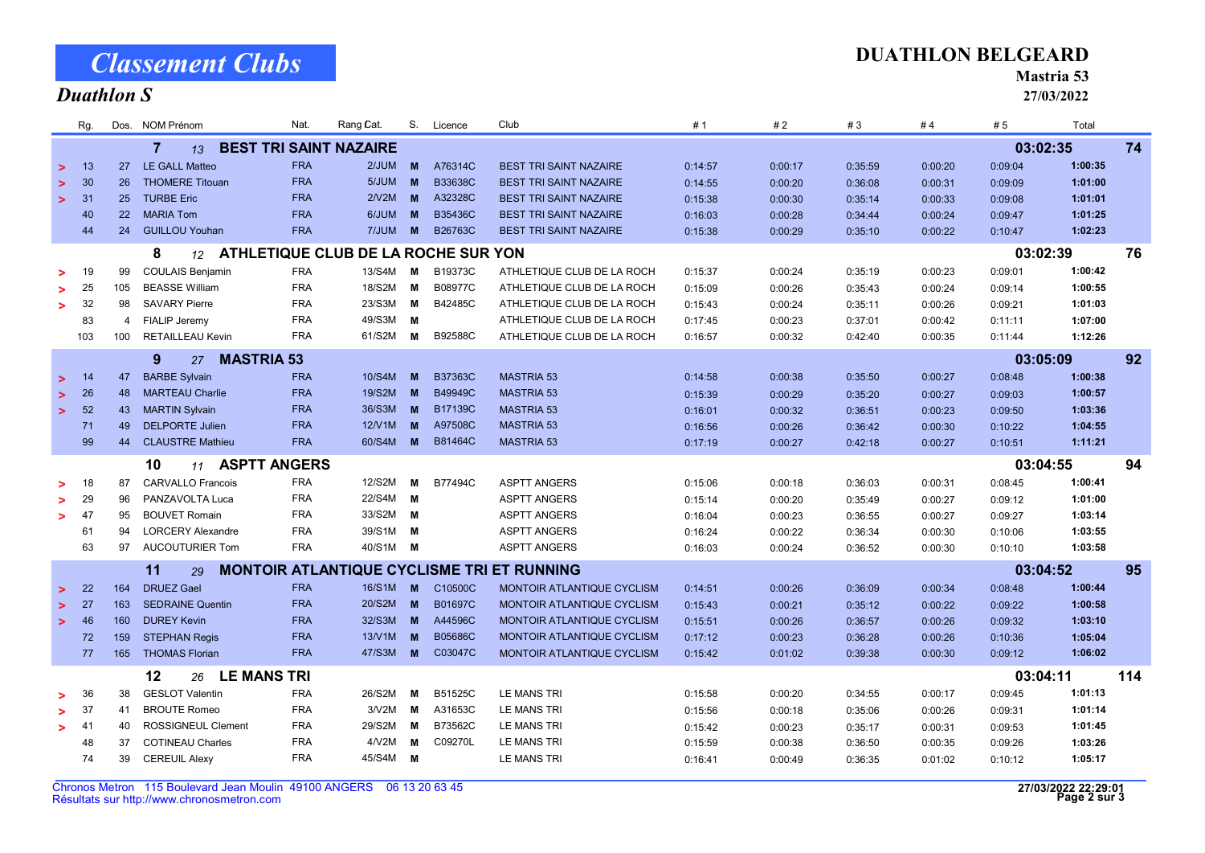# Classement Clubs

## Duathlon S

**DUATHLON BELGEARD**
**Mastria 53**
**27/03/2022**

| | Rg. | Dos. | NOM Prénom | Nat. | Rang Cat. | S. | Licence | Club | # 1 | # 2 | # 3 | # 4 | # 5 | Total | |
|---|---|---|---|---|---|---|---|---|---|---|---|---|---|---|---|
| | | | **7** *13* **BEST TRI SAINT NAZAIRE** | | | | | | | | | | | **03:02:35** | **74** |
| > | 13 | 27 | LE GALL Matteo | FRA | 2/JUM | M | A76314C | BEST TRI SAINT NAZAIRE | 0:14:57 | 0:00:17 | 0:35:59 | 0:00:20 | 0:09:04 | **1:00:35** | |
| > | 30 | 26 | THOMERE Titouan | FRA | 5/JUM | M | B33638C | BEST TRI SAINT NAZAIRE | 0:14:55 | 0:00:20 | 0:36:08 | 0:00:31 | 0:09:09 | **1:01:00** | |
| > | 31 | 25 | TURBE Eric | FRA | 2/V2M | M | A32328C | BEST TRI SAINT NAZAIRE | 0:15:38 | 0:00:30 | 0:35:14 | 0:00:33 | 0:09:08 | **1:01:01** | |
| | 40 | 22 | MARIA Tom | FRA | 6/JUM | M | B35436C | BEST TRI SAINT NAZAIRE | 0:16:03 | 0:00:28 | 0:34:44 | 0:00:24 | 0:09:47 | **1:01:25** | |
| | 44 | 24 | GUILLOU Youhan | FRA | 7/JUM | M | B26763C | BEST TRI SAINT NAZAIRE | 0:15:38 | 0:00:29 | 0:35:10 | 0:00:22 | 0:10:47 | **1:02:23** | |
| | | | **8** *12* **ATHLETIQUE CLUB DE LA ROCHE SUR YON** | | | | | | | | | | | **03:02:39** | **76** |
| > | 19 | 99 | COULAIS Benjamin | FRA | 13/S4M | M | B19373C | ATHLETIQUE CLUB DE LA ROCH | 0:15:37 | 0:00:24 | 0:35:19 | 0:00:23 | 0:09:01 | **1:00:42** | |
| > | 25 | 105 | BEASSE William | FRA | 18/S2M | M | B08977C | ATHLETIQUE CLUB DE LA ROCH | 0:15:09 | 0:00:26 | 0:35:43 | 0:00:24 | 0:09:14 | **1:00:55** | |
| > | 32 | 98 | SAVARY Pierre | FRA | 23/S3M | M | B42485C | ATHLETIQUE CLUB DE LA ROCH | 0:15:43 | 0:00:24 | 0:35:11 | 0:00:26 | 0:09:21 | **1:01:03** | |
| | 83 | 4 | FIALIP Jeremy | FRA | 49/S3M | M | | ATHLETIQUE CLUB DE LA ROCH | 0:17:45 | 0:00:23 | 0:37:01 | 0:00:42 | 0:11:11 | **1:07:00** | |
| | 103 | 100 | RETAILLEAU Kevin | FRA | 61/S2M | M | B92588C | ATHLETIQUE CLUB DE LA ROCH | 0:16:57 | 0:00:32 | 0:42:40 | 0:00:35 | 0:11:44 | **1:12:26** | |
| | | | **9** *27* **MASTRIA 53** | | | | | | | | | | | **03:05:09** | **92** |
| > | 14 | 47 | BARBE Sylvain | FRA | 10/S4M | M | B37363C | MASTRIA 53 | 0:14:58 | 0:00:38 | 0:35:50 | 0:00:27 | 0:08:48 | **1:00:38** | |
| > | 26 | 48 | MARTEAU Charlie | FRA | 19/S2M | M | B49949C | MASTRIA 53 | 0:15:39 | 0:00:29 | 0:35:20 | 0:00:27 | 0:09:03 | **1:00:57** | |
| > | 52 | 43 | MARTIN Sylvain | FRA | 36/S3M | M | B17139C | MASTRIA 53 | 0:16:01 | 0:00:32 | 0:36:51 | 0:00:23 | 0:09:50 | **1:03:36** | |
| | 71 | 49 | DELPORTE Julien | FRA | 12/V1M | M | A97508C | MASTRIA 53 | 0:16:56 | 0:00:26 | 0:36:42 | 0:00:30 | 0:10:22 | **1:04:55** | |
| | 99 | 44 | CLAUSTRE Mathieu | FRA | 60/S4M | M | B81464C | MASTRIA 53 | 0:17:19 | 0:00:27 | 0:42:18 | 0:00:27 | 0:10:51 | **1:11:21** | |
| | | | **10** *11* **ASPTT ANGERS** | | | | | | | | | | | **03:04:55** | **94** |
| > | 18 | 87 | CARVALLO Francois | FRA | 12/S2M | M | B77494C | ASPTT ANGERS | 0:15:06 | 0:00:18 | 0:36:03 | 0:00:31 | 0:08:45 | **1:00:41** | |
| > | 29 | 96 | PANZAVOLTA Luca | FRA | 22/S4M | M | | ASPTT ANGERS | 0:15:14 | 0:00:20 | 0:35:49 | 0:00:27 | 0:09:12 | **1:01:00** | |
| > | 47 | 95 | BOUVET Romain | FRA | 33/S2M | M | | ASPTT ANGERS | 0:16:04 | 0:00:23 | 0:36:55 | 0:00:27 | 0:09:27 | **1:03:14** | |
| | 61 | 94 | LORCERY Alexandre | FRA | 39/S1M | M | | ASPTT ANGERS | 0:16:24 | 0:00:22 | 0:36:34 | 0:00:30 | 0:10:06 | **1:03:55** | |
| | 63 | 97 | AUCOUTURIER Tom | FRA | 40/S1M | M | | ASPTT ANGERS | 0:16:03 | 0:00:24 | 0:36:52 | 0:00:30 | 0:10:10 | **1:03:58** | |
| | | | **11** *29* **MONTOIR ATLANTIQUE CYCLISME TRI ET RUNNING** | | | | | | | | | | | **03:04:52** | **95** |
| > | 22 | 164 | DRUEZ Gael | FRA | 16/S1M | M | C10500C | MONTOIR ATLANTIQUE CYCLISM | 0:14:51 | 0:00:26 | 0:36:09 | 0:00:34 | 0:08:48 | **1:00:44** | |
| > | 27 | 163 | SEDRAINE Quentin | FRA | 20/S2M | M | B01697C | MONTOIR ATLANTIQUE CYCLISM | 0:15:43 | 0:00:21 | 0:35:12 | 0:00:22 | 0:09:22 | **1:00:58** | |
| > | 46 | 160 | DUREY Kevin | FRA | 32/S3M | M | A44596C | MONTOIR ATLANTIQUE CYCLISM | 0:15:51 | 0:00:26 | 0:36:57 | 0:00:26 | 0:09:32 | **1:03:10** | |
| | 72 | 159 | STEPHAN Regis | FRA | 13/V1M | M | B05686C | MONTOIR ATLANTIQUE CYCLISM | 0:17:12 | 0:00:23 | 0:36:28 | 0:00:26 | 0:10:36 | **1:05:04** | |
| | 77 | 165 | THOMAS Florian | FRA | 47/S3M | M | C03047C | MONTOIR ATLANTIQUE CYCLISM | 0:15:42 | 0:01:02 | 0:39:38 | 0:00:30 | 0:09:12 | **1:06:02** | |
| | | | **12** *26* **LE MANS TRI** | | | | | | | | | | | **03:04:11** | **114** |
| > | 36 | 38 | GESLOT Valentin | FRA | 26/S2M | M | B51525C | LE MANS TRI | 0:15:58 | 0:00:20 | 0:34:55 | 0:00:17 | 0:09:45 | **1:01:13** | |
| > | 37 | 41 | BROUTE Romeo | FRA | 3/V2M | M | A31653C | LE MANS TRI | 0:15:56 | 0:00:18 | 0:35:06 | 0:00:26 | 0:09:31 | **1:01:14** | |
| > | 41 | 40 | ROSSIGNEUL Clement | FRA | 29/S2M | M | B73562C | LE MANS TRI | 0:15:42 | 0:00:23 | 0:35:17 | 0:00:31 | 0:09:53 | **1:01:45** | |
| | 48 | 37 | COTINEAU Charles | FRA | 4/V2M | M | C09270L | LE MANS TRI | 0:15:59 | 0:00:38 | 0:36:50 | 0:00:35 | 0:09:26 | **1:03:26** | |
| | 74 | 39 | CEREUIL Alexy | FRA | 45/S4M | M | | LE MANS TRI | 0:16:41 | 0:00:49 | 0:36:35 | 0:01:02 | 0:10:12 | **1:05:17** | |

Chronos Metron 115 Boulevard Jean Moulin 49100 ANGERS 06 13 20 63 45
Résultats sur http://www.chronosmetron.com

**27/03/2022 22:29:01**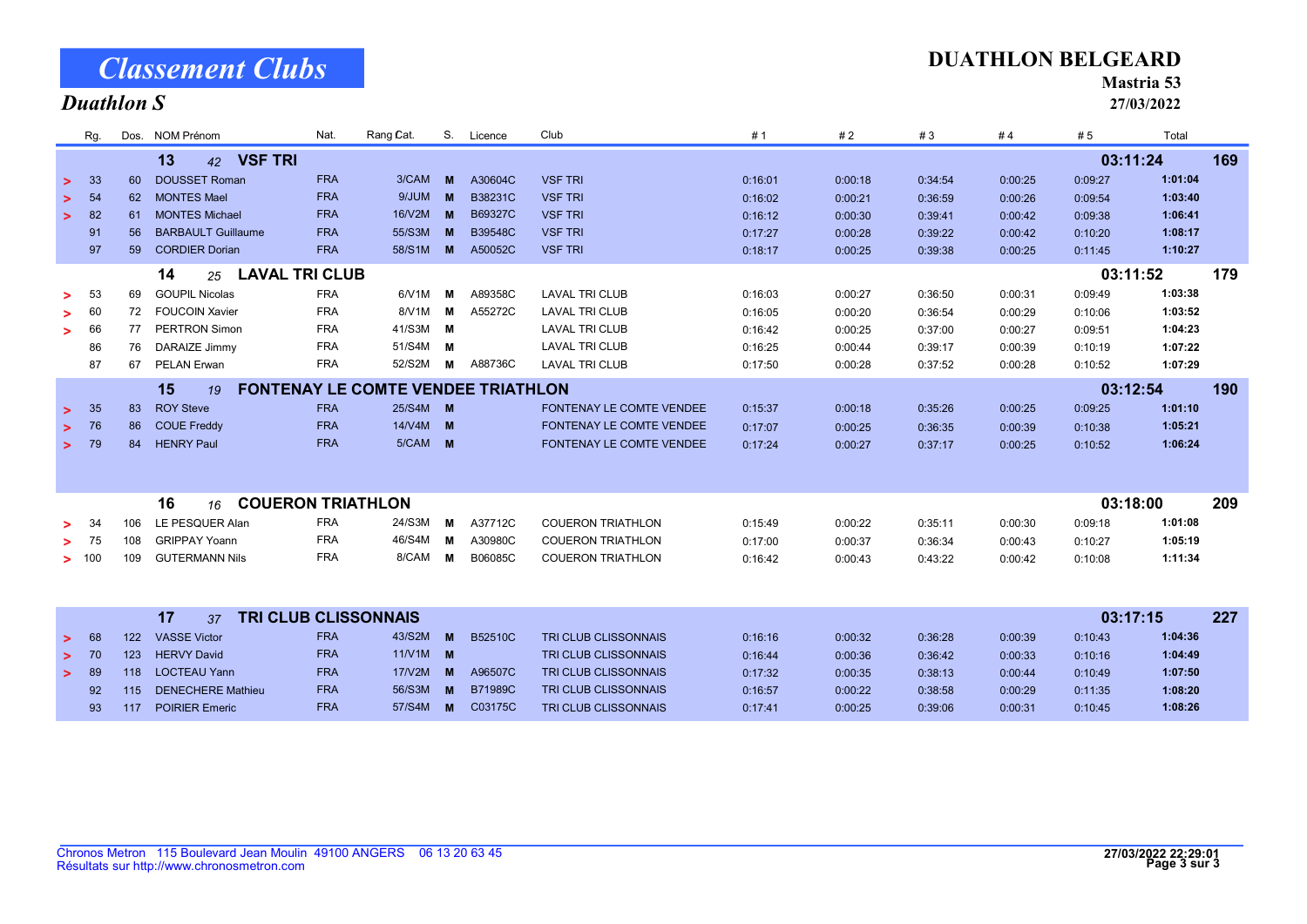# Classement Clubs

## Duathlon S

**DUATHLON BELGEARD**
**Mastria 53**
**27/03/2022**

| | Rg. | Dos. | NOM Prénom | Nat. | Rang Cat. | S. | Licence | Club | # 1 | # 2 | # 3 | # 4 | # 5 | Total | |
|---|---|---|---|---|---|---|---|---|---|---|---|---|---|---|---|
| | | | **13** *42* **VSF TRI** | | | | | | | | | | | **03:11:24** | **169** |
| > | 33 | 60 | DOUSSET Roman | FRA | 3/CAM | M | A30604C | VSF TRI | 0:16:01 | 0:00:18 | 0:34:54 | 0:00:25 | 0:09:27 | **1:01:04** | |
| > | 54 | 62 | MONTES Mael | FRA | 9/JUM | M | B38231C | VSF TRI | 0:16:02 | 0:00:21 | 0:36:59 | 0:00:26 | 0:09:54 | **1:03:40** | |
| > | 82 | 61 | MONTES Michael | FRA | 16/V2M | M | B69327C | VSF TRI | 0:16:12 | 0:00:30 | 0:39:41 | 0:00:42 | 0:09:38 | **1:06:41** | |
| | 91 | 56 | BARBAULT Guillaume | FRA | 55/S3M | M | B39548C | VSF TRI | 0:17:27 | 0:00:28 | 0:39:22 | 0:00:42 | 0:10:20 | **1:08:17** | |
| | 97 | 59 | CORDIER Dorian | FRA | 58/S1M | M | A50052C | VSF TRI | 0:18:17 | 0:00:25 | 0:39:38 | 0:00:25 | 0:11:45 | **1:10:27** | |
| | | | **14** *25* **LAVAL TRI CLUB** | | | | | | | | | | | **03:11:52** | **179** |
| > | 53 | 69 | GOUPIL Nicolas | FRA | 6/V1M | M | A89358C | LAVAL TRI CLUB | 0:16:03 | 0:00:27 | 0:36:50 | 0:00:31 | 0:09:49 | **1:03:38** | |
| > | 60 | 72 | FOUCOIN Xavier | FRA | 8/V1M | M | A55272C | LAVAL TRI CLUB | 0:16:05 | 0:00:20 | 0:36:54 | 0:00:29 | 0:10:06 | **1:03:52** | |
| > | 66 | 77 | PERTRON Simon | FRA | 41/S3M | M | | LAVAL TRI CLUB | 0:16:42 | 0:00:25 | 0:37:00 | 0:00:27 | 0:09:51 | **1:04:23** | |
| | 86 | 76 | DARAIZE Jimmy | FRA | 51/S4M | M | | LAVAL TRI CLUB | 0:16:25 | 0:00:44 | 0:39:17 | 0:00:39 | 0:10:19 | **1:07:22** | |
| | 87 | 67 | PELAN Erwan | FRA | 52/S2M | M | A88736C | LAVAL TRI CLUB | 0:17:50 | 0:00:28 | 0:37:52 | 0:00:28 | 0:10:52 | **1:07:29** | |
| | | | **15** *19* **FONTENAY LE COMTE VENDEE TRIATHLON** | | | | | | | | | | | **03:12:54** | **190** |
| > | 35 | 83 | ROY Steve | FRA | 25/S4M | M | | FONTENAY LE COMTE VENDEE | 0:15:37 | 0:00:18 | 0:35:26 | 0:00:25 | 0:09:25 | **1:01:10** | |
| > | 76 | 86 | COUE Freddy | FRA | 14/V4M | M | | FONTENAY LE COMTE VENDEE | 0:17:07 | 0:00:25 | 0:36:35 | 0:00:39 | 0:10:38 | **1:05:21** | |
| > | 79 | 84 | HENRY Paul | FRA | 5/CAM | M | | FONTENAY LE COMTE VENDEE | 0:17:24 | 0:00:27 | 0:37:17 | 0:00:25 | 0:10:52 | **1:06:24** | |
| | | | **16** *16* **COUERON TRIATHLON** | | | | | | | | | | | **03:18:00** | **209** |
| > | 34 | 106 | LE PESQUER Alan | FRA | 24/S3M | M | A37712C | COUERON TRIATHLON | 0:15:49 | 0:00:22 | 0:35:11 | 0:00:30 | 0:09:18 | **1:01:08** | |
| > | 75 | 108 | GRIPPAY Yoann | FRA | 46/S4M | M | A30980C | COUERON TRIATHLON | 0:17:00 | 0:00:37 | 0:36:34 | 0:00:43 | 0:10:27 | **1:05:19** | |
| > | 100 | 109 | GUTERMANN Nils | FRA | 8/CAM | M | B06085C | COUERON TRIATHLON | 0:16:42 | 0:00:43 | 0:43:22 | 0:00:42 | 0:10:08 | **1:11:34** | |
| | | | **17** *37* **TRI CLUB CLISSONNAIS** | | | | | | | | | | | **03:17:15** | **227** |
| > | 68 | 122 | VASSE Victor | FRA | 43/S2M | M | B52510C | TRI CLUB CLISSONNAIS | 0:16:16 | 0:00:32 | 0:36:28 | 0:00:39 | 0:10:43 | **1:04:36** | |
| > | 70 | 123 | HERVY David | FRA | 11/V1M | M | | TRI CLUB CLISSONNAIS | 0:16:44 | 0:00:36 | 0:36:42 | 0:00:33 | 0:10:16 | **1:04:49** | |
| > | 89 | 118 | LOCTEAU Yann | FRA | 17/V2M | M | A96507C | TRI CLUB CLISSONNAIS | 0:17:32 | 0:00:35 | 0:38:13 | 0:00:44 | 0:10:49 | **1:07:50** | |
| | 92 | 115 | DENECHERE Mathieu | FRA | 56/S3M | M | B71989C | TRI CLUB CLISSONNAIS | 0:16:57 | 0:00:22 | 0:38:58 | 0:00:29 | 0:11:35 | **1:08:20** | |
| | 93 | 117 | POIRIER Emeric | FRA | 57/S4M | M | C03175C | TRI CLUB CLISSONNAIS | 0:17:41 | 0:00:25 | 0:39:06 | 0:00:31 | 0:10:45 | **1:08:26** | |

Chronos Metron 115 Boulevard Jean Moulin 49100 ANGERS 06 13 20 63 45
Résultats sur http://www.chronosmetron.com

**27/03/2022 22:29:01**